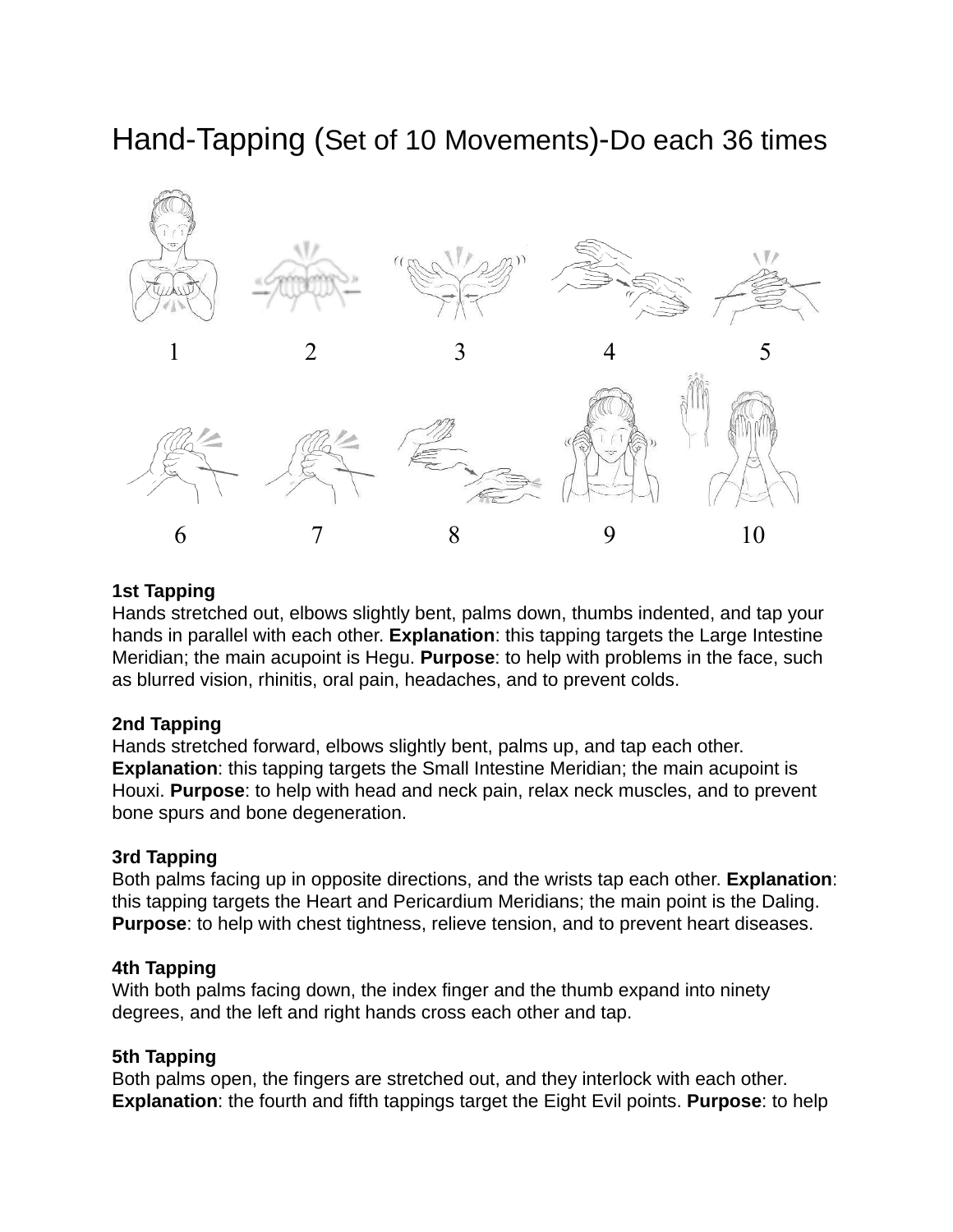# Hand-Tapping (Set of 10 Movements)-Do each 36 times

1 2 3 4 5

6 7 8 9 10

**1st Tapping**
Hands stretched out, elbows slightly bent, palms down, thumbs indented, and tap your hands in parallel with each other. **Explanation**: this tapping targets the Large Intestine Meridian; the main acupoint is Hegu. **Purpose**: to help with problems in the face, such as blurred vision, rhinitis, oral pain, headaches, and to prevent colds.

**2nd Tapping**
Hands stretched forward, elbows slightly bent, palms up, and tap each other. **Explanation**: this tapping targets the Small Intestine Meridian; the main acupoint is Houxi. **Purpose**: to help with head and neck pain, relax neck muscles, and to prevent bone spurs and bone degeneration.

**3rd Tapping**
Both palms facing up in opposite directions, and the wrists tap each other. **Explanation**: this tapping targets the Heart and Pericardium Meridians; the main point is the Daling. **Purpose**: to help with chest tightness, relieve tension, and to prevent heart diseases.

**4th Tapping**
With both palms facing down, the index finger and the thumb expand into ninety degrees, and the left and right hands cross each other and tap.

**5th Tapping**
Both palms open, the fingers are stretched out, and they interlock with each other. **Explanation**: the fourth and fifth tappings target the Eight Evil points. **Purpose**: to help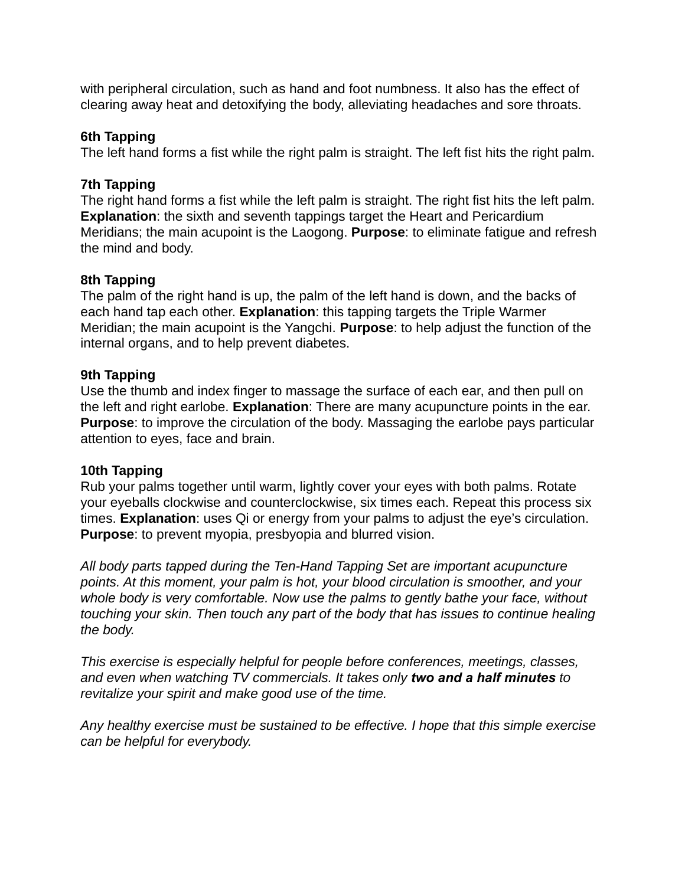with peripheral circulation, such as hand and foot numbness. It also has the effect of clearing away heat and detoxifying the body, alleviating headaches and sore throats.

**6th Tapping**
The left hand forms a fist while the right palm is straight. The left fist hits the right palm.

**7th Tapping**
The right hand forms a fist while the left palm is straight. The right fist hits the left palm. **Explanation**: the sixth and seventh tappings target the Heart and Pericardium Meridians; the main acupoint is the Laogong. **Purpose**: to eliminate fatigue and refresh the mind and body.

**8th Tapping**
The palm of the right hand is up, the palm of the left hand is down, and the backs of each hand tap each other. **Explanation**: this tapping targets the Triple Warmer Meridian; the main acupoint is the Yangchi. **Purpose**: to help adjust the function of the internal organs, and to help prevent diabetes.

**9th Tapping**
Use the thumb and index finger to massage the surface of each ear, and then pull on the left and right earlobe. **Explanation**: There are many acupuncture points in the ear. **Purpose**: to improve the circulation of the body. Massaging the earlobe pays particular attention to eyes, face and brain.

**10th Tapping**
Rub your palms together until warm, lightly cover your eyes with both palms. Rotate your eyeballs clockwise and counterclockwise, six times each. Repeat this process six times. **Explanation**: uses Qi or energy from your palms to adjust the eye's circulation. **Purpose**: to prevent myopia, presbyopia and blurred vision.

*All body parts tapped during the Ten-Hand Tapping Set are important acupuncture points. At this moment, your palm is hot, your blood circulation is smoother, and your whole body is very comfortable. Now use the palms to gently bathe your face, without touching your skin. Then touch any part of the body that has issues to continue healing the body.*

*This exercise is especially helpful for people before conferences, meetings, classes, and even when watching TV commercials. It takes only **two and a half minutes** to revitalize your spirit and make good use of the time.*

*Any healthy exercise must be sustained to be effective. I hope that this simple exercise can be helpful for everybody.*